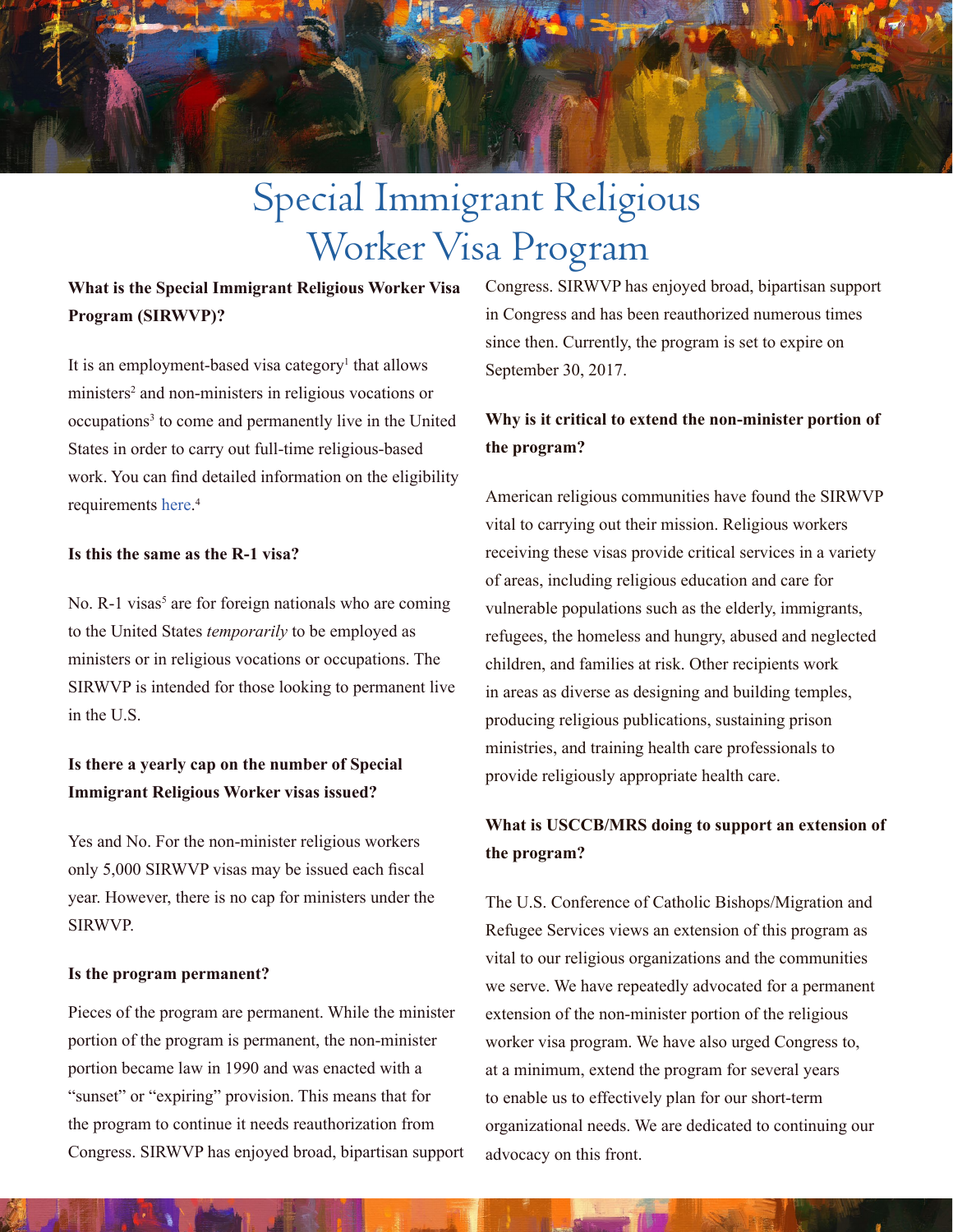# Special Immigrant Religious Worker Visa Program

**What is the Special Immigrant Religious Worker Visa Program (SIRWVP)?**

It is an employment-based visa category[1] that allows ministers[2] and non-ministers in religious vocations or occupations[3] to come and permanently live in the United States in order to carry out full-time religious-based work. You can find detailed information on the eligibility requirements here.[4]

**Is this the same as the R-1 visa?**

No. R-1 visas[5] are for foreign nationals who are coming to the United States *temporarily* to be employed as ministers or in religious vocations or occupations. The SIRWVP is intended for those looking to permanent live in the U.S.

**Is there a yearly cap on the number of Special Immigrant Religious Worker visas issued?**

Yes and No. For the non-minister religious workers only 5,000 SIRWVP visas may be issued each fiscal year. However, there is no cap for ministers under the SIRWVP.

**Is the program permanent?**

Pieces of the program are permanent. While the minister portion of the program is permanent, the non-minister portion became law in 1990 and was enacted with a "sunset" or "expiring" provision. This means that for the program to continue it needs reauthorization from Congress. SIRWVP has enjoyed broad, bipartisan support Congress. SIRWVP has enjoyed broad, bipartisan support in Congress and has been reauthorized numerous times since then. Currently, the program is set to expire on September 30, 2017.

**Why is it critical to extend the non-minister portion of the program?**

American religious communities have found the SIRWVP vital to carrying out their mission. Religious workers receiving these visas provide critical services in a variety of areas, including religious education and care for vulnerable populations such as the elderly, immigrants, refugees, the homeless and hungry, abused and neglected children, and families at risk. Other recipients work in areas as diverse as designing and building temples, producing religious publications, sustaining prison ministries, and training health care professionals to provide religiously appropriate health care.

**What is USCCB/MRS doing to support an extension of the program?**

The U.S. Conference of Catholic Bishops/Migration and Refugee Services views an extension of this program as vital to our religious organizations and the communities we serve. We have repeatedly advocated for a permanent extension of the non-minister portion of the religious worker visa program. We have also urged Congress to, at a minimum, extend the program for several years to enable us to effectively plan for our short-term organizational needs. We are dedicated to continuing our advocacy on this front.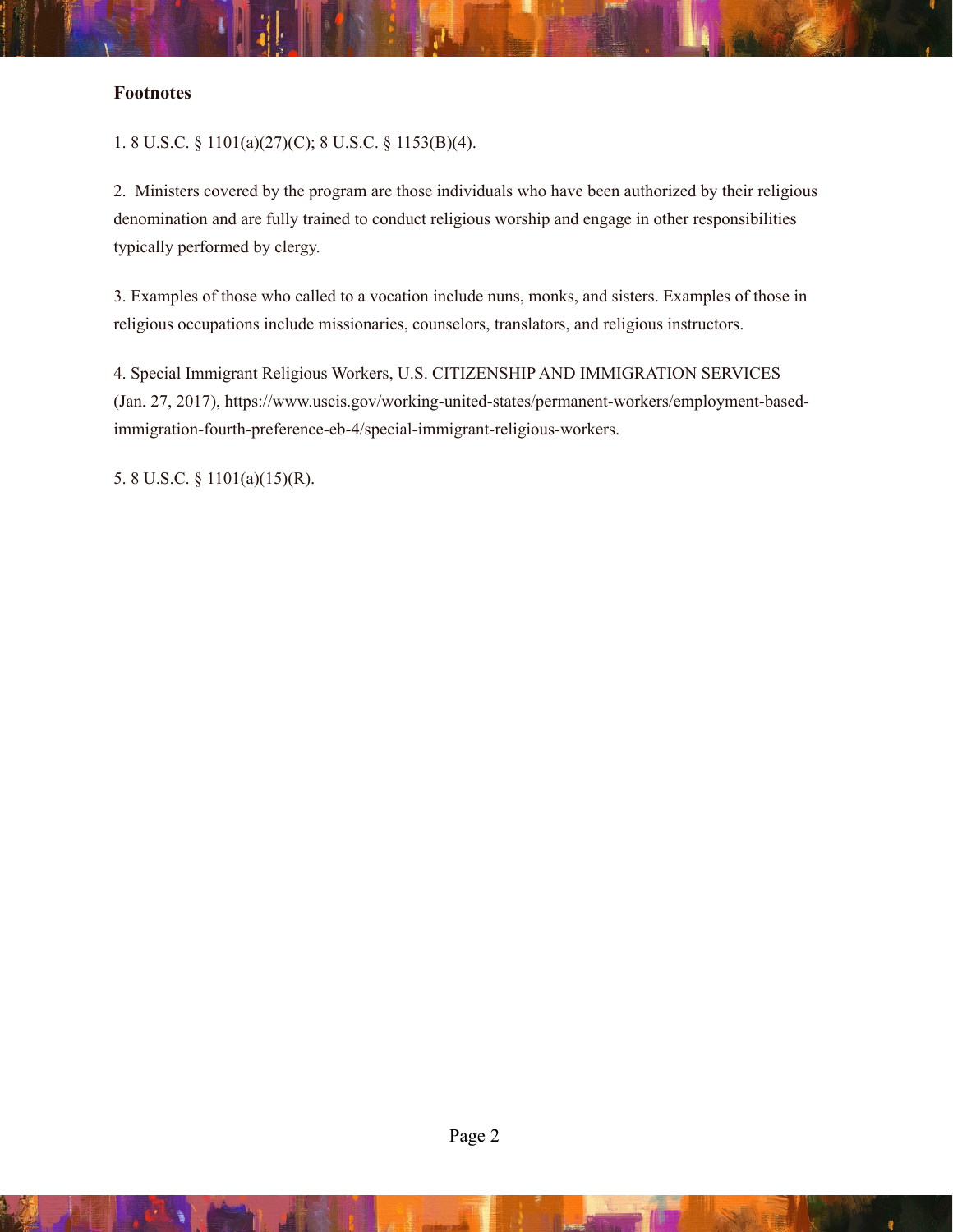**Footnotes**

1. 8 U.S.C. § 1101(a)(27)(C); 8 U.S.C. § 1153(B)(4).

2. Ministers covered by the program are those individuals who have been authorized by their religious denomination and are fully trained to conduct religious worship and engage in other responsibilities typically performed by clergy.

3. Examples of those who called to a vocation include nuns, monks, and sisters. Examples of those in religious occupations include missionaries, counselors, translators, and religious instructors.

4. Special Immigrant Religious Workers, U.S. CITIZENSHIP AND IMMIGRATION SERVICES (Jan. 27, 2017), https://www.uscis.gov/working-united-states/permanent-workers/employment-based-immigration-fourth-preference-eb-4/special-immigrant-religious-workers.

5. 8 U.S.C. § 1101(a)(15)(R).